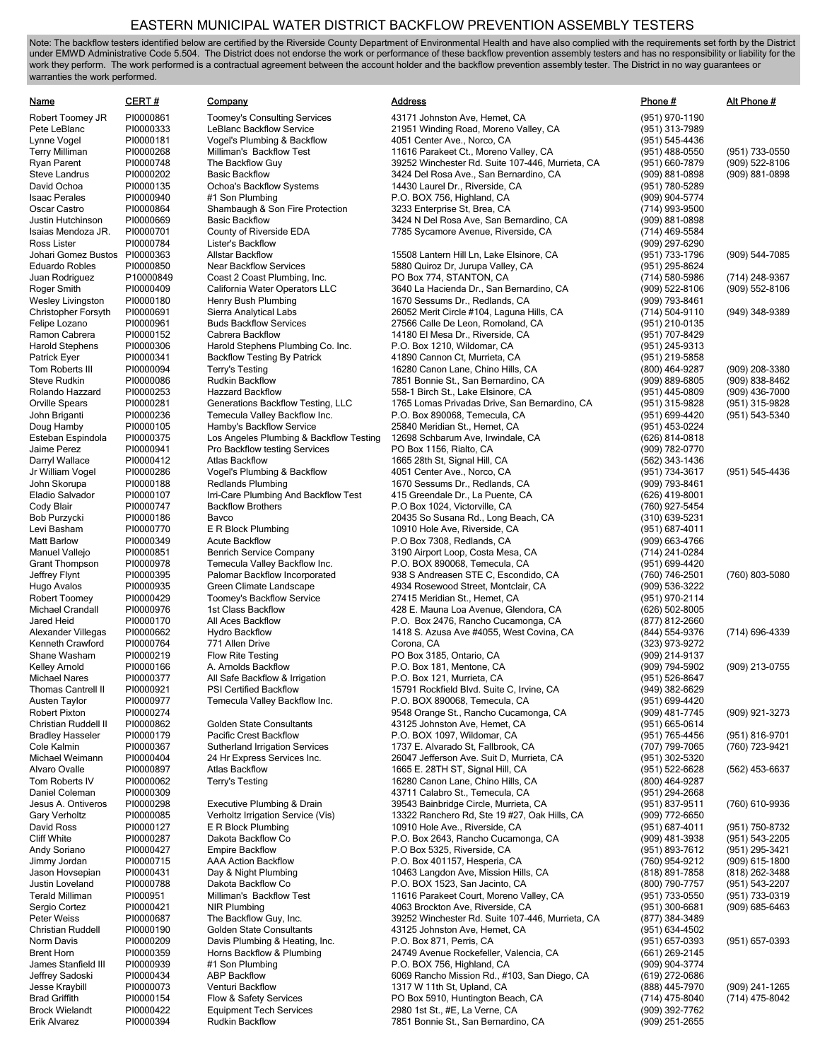# EASTERN MUNICIPAL WATER DISTRICT BACKFLOW PREVENTION ASSEMBLY TESTERS

Note: The backflow testers identified below are certified by the Riverside County Department of Environmental Health and have also complied with the requirements set forth by the District under EMWD Administrative Code 5.504. The District does not endorse the work or performance of these backflow prevention assembly testers and has no responsibility or liability for the work they perform. The work performed is a contractual agreement between the account holder and the backflow prevention assembly tester. The District in no way guarantees or warranties the work performed.

| Name | CERT # | Company | Address | Phone # | Alt Phone # |
|---|---|---|---|---|---|
| Robert Toomey JR | PI0000861 | Toomey's Consulting Services | 43171 Johnston Ave, Hemet, CA | (951) 970-1190 | |
| Pete LeBlanc | PI0000333 | LeBlanc Backflow Service | 21951 Winding Road, Moreno Valley, CA | (951) 313-7989 | |
| Lynne Vogel | PI0000181 | Vogel's Plumbing & Backflow | 4051 Center Ave., Norco, CA | (951) 545-4436 | |
| Terry Milliman | PI0000268 | Milliman's Backflow Test | 11616 Parakeet Ct., Moreno Valley, CA | (951) 488-0550 | (951) 733-0550 |
| Ryan Parent | PI0000748 | The Backflow Guy | 39252 Winchester Rd. Suite 107-446, Murrieta, CA | (951) 660-7879 | (909) 522-8106 |
| Steve Landrus | PI0000202 | Basic Backflow | 3424 Del Rosa Ave., San Bernardino, CA | (909) 881-0898 | (909) 881-0898 |
| David Ochoa | PI0000135 | Ochoa's Backflow Systems | 14430 Laurel Dr., Riverside, CA | (951) 780-5289 | |
| Isaac Perales | PI0000940 | #1 Son Plumbing | P.O. BOX 756, Highland, CA | (909) 904-5774 | |
| Oscar Castro | PI0000864 | Shambaugh & Son Fire Protection | 3233 Enterprise St, Brea, CA | (714) 993-9500 | |
| Justin Hutchinson | PI0000669 | Basic Backflow | 3424 N Del Rosa Ave, San Bernardino, CA | (909) 881-0898 | |
| Isaias Mendoza JR. | PI0000701 | County of Riverside EDA | 7785 Sycamore Avenue, Riverside, CA | (714) 469-5584 | |
| Ross Lister | PI0000784 | Lister's Backflow | | (909) 297-6290 | |
| Johari Gomez Bustos | PI0000363 | Allstar Backflow | 15508 Lantern Hill Ln, Lake Elsinore, CA | (951) 733-1796 | (909) 544-7085 |
| Eduardo Robles | PI0000850 | Near Backflow Services | 5880 Quiroz Dr, Jurupa Valley, CA | (951) 295-8624 | |
| Juan Rodriguez | P10000849 | Coast 2 Coast Plumbing, Inc. | PO Box 774, STANTON, CA | (714) 580-5986 | (714) 248-9367 |
| Roger Smith | PI0000409 | California Water Operators LLC | 3640 La Hacienda Dr., San Bernardino, CA | (909) 522-8106 | (909) 552-8106 |
| Wesley Livingston | PI0000180 | Henry Bush Plumbing | 1670 Sessums Dr., Redlands, CA | (909) 793-8461 | |
| Christopher Forsyth | PI0000691 | Sierra Analytical Labs | 26052 Merit Circle #104, Laguna Hills, CA | (714) 504-9110 | (949) 348-9389 |
| Felipe Lozano | PI0000961 | Buds Backflow Services | 27566 Calle De Leon, Romoland, CA | (951) 210-0135 | |
| Ramon Cabrera | PI0000152 | Cabrera Backflow | 14180 El Mesa Dr., Riverside, CA | (951) 707-8429 | |
| Harold Stephens | PI0000306 | Harold Stephens Plumbing Co. Inc. | P.O. Box 1210, Wildomar, CA | (951) 245-9313 | |
| Patrick Eyer | PI0000341 | Backflow Testing By Patrick | 41890 Cannon Ct, Murrieta, CA | (951) 219-5858 | |
| Tom Roberts III | PI0000094 | Terry's Testing | 16280 Canon Lane, Chino Hills, CA | (800) 464-9287 | (909) 208-3380 |
| Steve Rudkin | PI0000086 | Rudkin Backflow | 7851 Bonnie St., San Bernardino, CA | (909) 889-6805 | (909) 838-8462 |
| Rolando Hazzard | PI0000253 | Hazzard Backflow | 558-1 Birch St., Lake Elsinore, CA | (951) 445-0809 | (909) 436-7000 |
| Orville Spears | PI0000281 | Generations Backflow Testing, LLC | 1765 Lomas Privadas Drive, San Bernardino, CA | (951) 315-9828 | (951) 315-9828 |
| John Briganti | PI0000236 | Temecula Valley Backflow Inc. | P.O. Box 890068, Temecula, CA | (951) 699-4420 | (951) 543-5340 |
| Doug Hamby | PI0000105 | Hamby's Backflow Service | 25840 Meridian St., Hemet, CA | (951) 453-0224 | |
| Esteban Espindola | PI0000375 | Los Angeles Plumbing & Backflow Testing | 12698 Schbarum Ave, Irwindale, CA | (626) 814-0818 | |
| Jaime Perez | PI0000941 | Pro Backflow testing Services | PO Box 1156, Rialto, CA | (909) 782-0770 | |
| Darryl Wallace | PI0000412 | Atlas Backflow | 1665 28th St, Signal Hill, CA | (562) 343-1436 | |
| Jr William Vogel | PI0000286 | Vogel's Plumbing & Backflow | 4051 Center Ave., Norco, CA | (951) 734-3617 | (951) 545-4436 |
| John Skorupa | PI0000188 | Redlands Plumbing | 1670 Sessums Dr., Redlands, CA | (909) 793-8461 | |
| Eladio Salvador | PI0000107 | Irri-Care Plumbing And Backflow Test | 415 Greendale Dr., La Puente, CA | (626) 419-8001 | |
| Cody Blair | PI0000747 | Backflow Brothers | P.O Box 1024, Victorville, CA | (760) 927-5454 | |
| Bob Purzycki | PI0000186 | Bavco | 20435 So Susana Rd., Long Beach, CA | (310) 639-5231 | |
| Levi Basham | PI0000770 | E R Block Plumbing | 10910 Hole Ave, Riverside, CA | (951) 687-4011 | |
| Matt Barlow | PI0000349 | Acute Backflow | P.O Box 7308, Redlands, CA | (909) 663-4766 | |
| Manuel Vallejo | PI0000851 | Benrich Service Company | 3190 Airport Loop, Costa Mesa, CA | (714) 241-0284 | |
| Grant Thompson | PI0000978 | Temecula Valley Backflow Inc. | P.O. BOX 890068, Temecula, CA | (951) 699-4420 | |
| Jeffrey Flynt | PI0000395 | Palomar Backflow Incorporated | 938 S Andreasen STE C, Escondido, CA | (760) 746-2501 | (760) 803-5080 |
| Hugo Avalos | PI0000935 | Green Climate Landscape | 4934 Rosewood Street, Montclair, CA | (909) 536-3222 | |
| Robert Toomey | PI0000429 | Toomey's Backflow Service | 27415 Meridian St., Hemet, CA | (951) 970-2114 | |
| Michael Crandall | PI0000976 | 1st Class Backflow | 428 E. Mauna Loa Avenue, Glendora, CA | (626) 502-8005 | |
| Jared Heid | PI0000170 | All Aces Backflow | P.O. Box 2476, Rancho Cucamonga, CA | (877) 812-2660 | |
| Alexander Villegas | PI0000662 | Hydro Backflow | 1418 S. Azusa Ave #4055, West Covina, CA | (844) 554-9376 | (714) 696-4339 |
| Kenneth Crawford | PI0000764 | 771 Allen Drive | Corona, CA | (323) 973-9272 | |
| Shane Washam | PI0000219 | Flow Rite Testing | PO Box 3185, Ontario, CA | (909) 214-9137 | |
| Kelley Arnold | PI0000166 | A. Arnolds Backflow | P.O. Box 181, Mentone, CA | (909) 794-5902 | (909) 213-0755 |
| Michael Nares | PI0000377 | All Safe Backflow & Irrigation | P.O. Box 121, Murrieta, CA | (951) 526-8647 | |
| Thomas Cantrell II | PI0000921 | PSI Certified Backflow | 15791 Rockfield Blvd. Suite C, Irvine, CA | (949) 382-6629 | |
| Austen Taylor | PI0000977 | Temecula Valley Backflow Inc. | P.O. BOX 890068, Temecula, CA | (951) 699-4420 | |
| Robert Pixton | PI0000274 | | 9548 Orange St., Rancho Cucamonga, CA | (909) 481-7745 | (909) 921-3273 |
| Christian Ruddell II | PI0000862 | Golden State Consultants | 43125 Johnston Ave, Hemet, CA | (951) 665-0614 | |
| Bradley Hasseler | PI0000179 | Pacific Crest Backflow | P.O. BOX 1097, Wildomar, CA | (951) 765-4456 | (951) 816-9701 |
| Cole Kalmin | PI0000367 | Sutherland Irrigation Services | 1737 E. Alvarado St, Fallbrook, CA | (707) 799-7065 | (760) 723-9421 |
| Michael Weimann | PI0000404 | 24 Hr Express Services Inc. | 26047 Jefferson Ave. Suit D, Murrieta, CA | (951) 302-5320 | |
| Alvaro Ovalle | PI0000897 | Atlas Backflow | 1665 E. 28TH ST, Signal Hill, CA | (951) 522-6628 | (562) 453-6637 |
| Tom Roberts IV | PI0000062 | Terry's Testing | 16280 Canon Lane, Chino Hills, CA | (800) 464-9287 | |
| Daniel Coleman | PI0000309 | | 43711 Calabro St., Temecula, CA | (951) 294-2668 | |
| Jesus A. Ontiveros | PI0000298 | Executive Plumbing & Drain | 39543 Bainbridge Circle, Murrieta, CA | (951) 837-9511 | (760) 610-9936 |
| Gary Verholtz | PI0000085 | Verholtz Irrigation Service (Vis) | 13322 Ranchero Rd, Ste 19 #27, Oak Hills, CA | (909) 772-6650 | |
| David Ross | PI0000127 | E R Block Plumbing | 10910 Hole Ave., Riverside, CA | (951) 687-4011 | (951) 750-8732 |
| Cliff White | PI0000287 | Dakota Backflow Co | P.O. Box 2643, Rancho Cucamonga, CA | (909) 481-3938 | (951) 543-2205 |
| Andy Soriano | PI0000427 | Empire Backflow | P.O Box 5325, Riverside, CA | (951) 893-7612 | (951) 295-3421 |
| Jimmy Jordan | PI0000715 | AAA Action Backflow | P.O. Box 401157, Hesperia, CA | (760) 954-9212 | (909) 615-1800 |
| Jason Hovsepian | PI0000431 | Day & Night Plumbing | 10463 Langdon Ave, Mission Hills, CA | (818) 891-7858 | (818) 262-3488 |
| Justin Loveland | PI0000788 | Dakota Backflow Co | P.O. BOX 1523, San Jacinto, CA | (800) 790-7757 | (951) 543-2207 |
| Terald Milliman | PI000951 | Milliman's Backflow Test | 11616 Parakeet Court, Moreno Valley, CA | (951) 733-0550 | (951) 733-0319 |
| Sergio Cortez | PI0000421 | NIR Plumbing | 4063 Brockton Ave, Riverside, CA | (951) 300-6681 | (909) 685-6463 |
| Peter Weiss | PI0000687 | The Backflow Guy, Inc. | 39252 Winchester Rd. Suite 107-446, Murrieta, CA | (877) 384-3489 | |
| Christian Ruddell | PI0000190 | Golden State Consultants | 43125 Johnston Ave, Hemet, CA | (951) 634-4502 | |
| Norm Davis | PI0000209 | Davis Plumbing & Heating, Inc. | P.O. Box 871, Perris, CA | (951) 657-0393 | (951) 657-0393 |
| Brent Horn | PI0000359 | Horns Backflow & Plumbing | 24749 Avenue Rockefeller, Valencia, CA | (661) 269-2145 | |
| James Stanfield III | PI0000939 | #1 Son Plumbing | P.O. BOX 756, Highland, CA | (909) 904-3774 | |
| Jeffrey Sadoski | PI0000434 | ABP Backflow | 6069 Rancho Mission Rd., #103, San Diego, CA | (619) 272-0686 | |
| Jesse Kraybill | PI0000073 | Venturi Backflow | 1317 W 11th St, Upland, CA | (888) 445-7970 | (909) 241-1265 |
| Brad Griffith | PI0000154 | Flow & Safety Services | PO Box 5910, Huntington Beach, CA | (714) 475-8040 | (714) 475-8042 |
| Brock Wielandt | PI0000422 | Equipment Tech Services | 2980 1st St., #E, La Verne, CA | (909) 392-7762 | |
| Erik Alvarez | PI0000394 | Rudkin Backflow | 7851 Bonnie St., San Bernardino, CA | (909) 251-2655 | |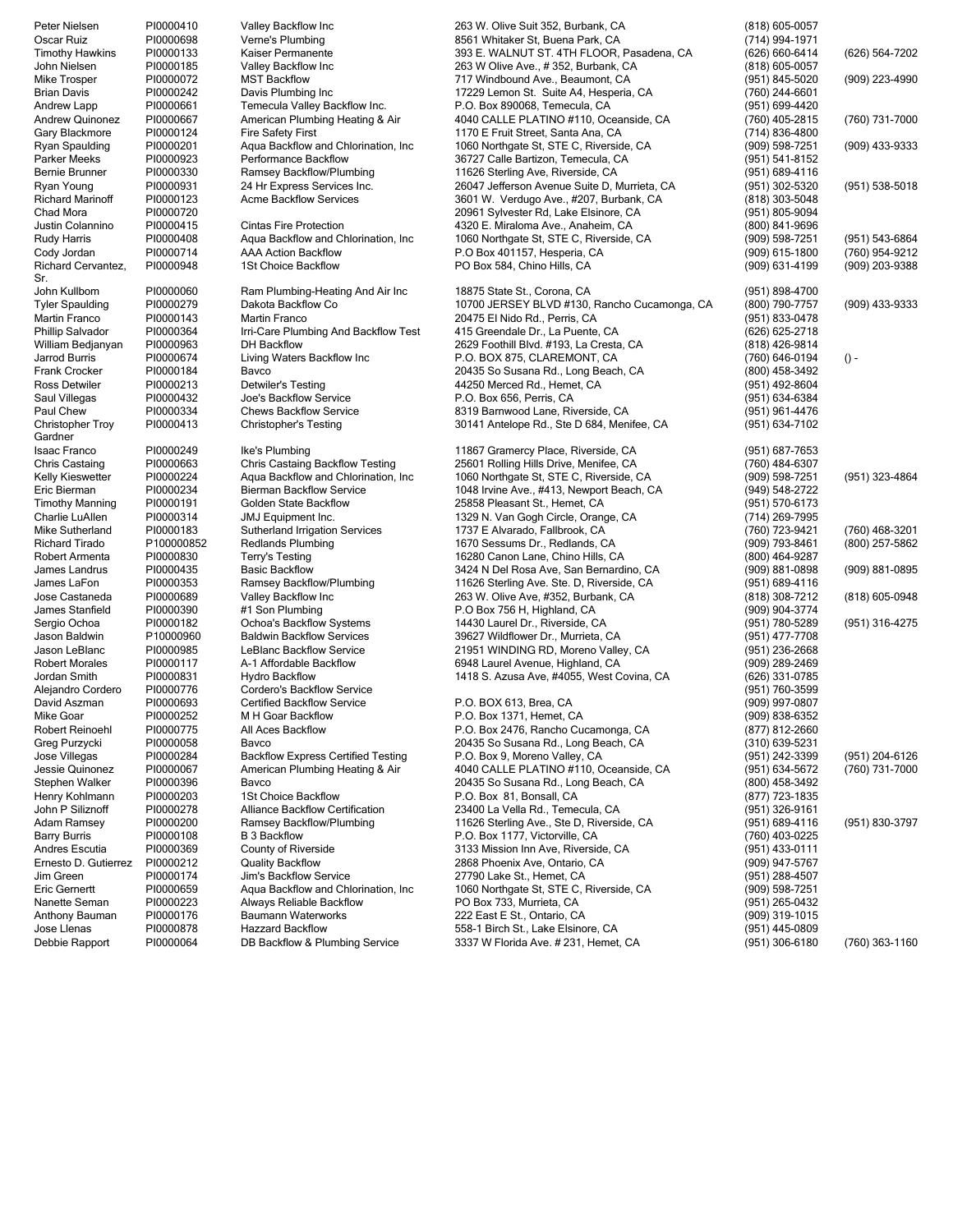| | | | | | |
|---|---|---|---|---|---|
| Peter Nielsen | PI0000410 | Valley Backflow Inc | 263 W. Olive Suit 352, Burbank, CA | (818) 605-0057 | |
| Oscar Ruiz | PI0000698 | Verne's Plumbing | 8561 Whitaker St, Buena Park, CA | (714) 994-1971 | |
| Timothy Hawkins | PI0000133 | Kaiser Permanente | 393 E. WALNUT ST. 4TH FLOOR, Pasadena, CA | (626) 660-6414 | (626) 564-7202 |
| John Nielsen | PI0000185 | Valley Backflow Inc | 263 W Olive Ave., # 352, Burbank, CA | (818) 605-0057 | |
| Mike Trosper | PI0000072 | MST Backflow | 717 Windbound Ave., Beaumont, CA | (951) 845-5020 | (909) 223-4990 |
| Brian Davis | PI0000242 | Davis Plumbing Inc | 17229 Lemon St. Suite A4, Hesperia, CA | (760) 244-6601 | |
| Andrew Lapp | PI0000661 | Temecula Valley Backflow Inc. | P.O. Box 890068, Temecula, CA | (951) 699-4420 | |
| Andrew Quinonez | PI0000667 | American Plumbing Heating & Air | 4040 CALLE PLATINO #110, Oceanside, CA | (760) 405-2815 | (760) 731-7000 |
| Gary Blackmore | PI0000124 | Fire Safety First | 1170 E Fruit Street, Santa Ana, CA | (714) 836-4800 | |
| Ryan Spaulding | PI0000201 | Aqua Backflow and Chlorination, Inc | 1060 Northgate St, STE C, Riverside, CA | (909) 598-7251 | (909) 433-9333 |
| Parker Meeks | PI0000923 | Performance Backflow | 36727 Calle Bartizon, Temecula, CA | (951) 541-8152 | |
| Bernie Brunner | PI0000330 | Ramsey Backflow/Plumbing | 11626 Sterling Ave, Riverside, CA | (951) 689-4116 | |
| Ryan Young | PI0000931 | 24 Hr Express Services Inc. | 26047 Jefferson Avenue Suite D, Murrieta, CA | (951) 302-5320 | (951) 538-5018 |
| Richard Marinoff | PI0000123 | Acme Backflow Services | 3601 W. Verdugo Ave., #207, Burbank, CA | (818) 303-5048 | |
| Chad Mora | PI0000720 | | 20961 Sylvester Rd, Lake Elsinore, CA | (951) 805-9094 | |
| Justin Colannino | PI0000415 | Cintas Fire Protection | 4320 E. Miraloma Ave., Anaheim, CA | (800) 841-9696 | |
| Rudy Harris | PI0000408 | Aqua Backflow and Chlorination, Inc | 1060 Northgate St, STE C, Riverside, CA | (909) 598-7251 | (951) 543-6864 |
| Cody Jordan | PI0000714 | AAA Action Backflow | P.O Box 401157, Hesperia, CA | (909) 615-1800 | (760) 954-9212 |
| Richard Cervantez, Sr. | PI0000948 | 1St Choice Backflow | PO Box 584, Chino Hills, CA | (909) 631-4199 | (909) 203-9388 |
| John Kullbom | PI0000060 | Ram Plumbing-Heating And Air Inc | 18875 State St., Corona, CA | (951) 898-4700 | |
| Tyler Spaulding | PI0000279 | Dakota Backflow Co | 10700 JERSEY BLVD #130, Rancho Cucamonga, CA | (800) 790-7757 | (909) 433-9333 |
| Martin Franco | PI0000143 | Martin Franco | 20475 El Nido Rd., Perris, CA | (951) 833-0478 | |
| Phillip Salvador | PI0000364 | Irri-Care Plumbing And Backflow Test | 415 Greendale Dr., La Puente, CA | (626) 625-2718 | |
| William Bedjanyan | PI0000963 | DH Backflow | 2629 Foothill Blvd. #193, La Cresta, CA | (818) 426-9814 | |
| Jarrod Burris | PI0000674 | Living Waters Backflow Inc | P.O. BOX 875, CLAREMONT, CA | (760) 646-0194 | () - |
| Frank Crocker | PI0000184 | Bavco | 20435 So Susana Rd., Long Beach, CA | (800) 458-3492 | |
| Ross Detwiler | PI0000213 | Detwiler's Testing | 44250 Merced Rd., Hemet, CA | (951) 492-8604 | |
| Saul Villegas | PI0000432 | Joe's Backflow Service | P.O. Box 656, Perris, CA | (951) 634-6384 | |
| Paul Chew | PI0000334 | Chews Backflow Service | 8319 Barnwood Lane, Riverside, CA | (951) 961-4476 | |
| Christopher Troy Gardner | PI0000413 | Christopher's Testing | 30141 Antelope Rd., Ste D 684, Menifee, CA | (951) 634-7102 | |
| Isaac Franco | PI0000249 | Ike's Plumbing | 11867 Gramercy Place, Riverside, CA | (951) 687-7653 | |
| Chris Castaing | PI0000663 | Chris Castaing Backflow Testing | 25601 Rolling Hills Drive, Menifee, CA | (760) 484-6307 | |
| Kelly Kieswetter | PI0000224 | Aqua Backflow and Chlorination, Inc | 1060 Northgate St, STE C, Riverside, CA | (909) 598-7251 | (951) 323-4864 |
| Eric Bierman | PI0000234 | Bierman Backflow Service | 1048 Irvine Ave., #413, Newport Beach, CA | (949) 548-2722 | |
| Timothy Manning | PI0000191 | Golden State Backflow | 25858 Pleasant St., Hemet, CA | (951) 570-6173 | |
| Charlie LuAllen | PI0000314 | JMJ Equipment Inc. | 1329 N. Van Gogh Circle, Orange, CA | (714) 269-7995 | |
| Mike Sutherland | PI0000183 | Sutherland Irrigation Services | 1737 E Alvarado, Fallbrook, CA | (760) 723-9421 | (760) 468-3201 |
| Richard Tirado | P100000852 | Redlands Plumbing | 1670 Sessums Dr., Redlands, CA | (909) 793-8461 | (800) 257-5862 |
| Robert Armenta | PI0000830 | Terry's Testing | 16280 Canon Lane, Chino Hills, CA | (800) 464-9287 | |
| James Landrus | PI0000435 | Basic Backflow | 3424 N Del Rosa Ave, San Bernardino, CA | (909) 881-0898 | (909) 881-0895 |
| James LaFon | PI0000353 | Ramsey Backflow/Plumbing | 11626 Sterling Ave. Ste. D, Riverside, CA | (951) 689-4116 | |
| Jose Castaneda | PI0000689 | Valley Backflow Inc | 263 W. Olive Ave, #352, Burbank, CA | (818) 308-7212 | (818) 605-0948 |
| James Stanfield | PI0000390 | #1 Son Plumbing | P.O Box 756 H, Highland, CA | (909) 904-3774 | |
| Sergio Ochoa | PI0000182 | Ochoa's Backflow Systems | 14430 Laurel Dr., Riverside, CA | (951) 780-5289 | (951) 316-4275 |
| Jason Baldwin | P10000960 | Baldwin Backflow Services | 39627 Wildflower Dr., Murrieta, CA | (951) 477-7708 | |
| Jason LeBlanc | PI0000985 | LeBlanc Backflow Service | 21951 WINDING RD, Moreno Valley, CA | (951) 236-2668 | |
| Robert Morales | PI0000117 | A-1 Affordable Backflow | 6948 Laurel Avenue, Highland, CA | (909) 289-2469 | |
| Jordan Smith | PI0000831 | Hydro Backflow | 1418 S. Azusa Ave, #4055, West Covina, CA | (626) 331-0785 | |
| Alejandro Cordero | PI0000776 | Cordero's Backflow Service | | (951) 760-3599 | |
| David Aszman | PI0000693 | Certified Backflow Service | P.O. BOX 613, Brea, CA | (909) 997-0807 | |
| Mike Goar | PI0000252 | M H Goar Backflow | P.O. Box 1371, Hemet, CA | (909) 838-6352 | |
| Robert Reinoehl | PI0000775 | All Aces Backflow | P.O. Box 2476, Rancho Cucamonga, CA | (877) 812-2660 | |
| Greg Purzycki | PI0000058 | Bavco | 20435 So Susana Rd., Long Beach, CA | (310) 639-5231 | |
| Jose Villegas | PI0000284 | Backflow Express Certified Testing | P.O. Box 9, Moreno Valley, CA | (951) 242-3399 | (951) 204-6126 |
| Jessie Quinonez | PI0000067 | American Plumbing Heating & Air | 4040 CALLE PLATINO #110, Oceanside, CA | (951) 634-5672 | (760) 731-7000 |
| Stephen Walker | PI0000396 | Bavco | 20435 So Susana Rd., Long Beach, CA | (800) 458-3492 | |
| Henry Kohlmann | PI0000203 | 1St Choice Backflow | P.O. Box 81, Bonsall, CA | (877) 723-1835 | |
| John P Siliznoff | PI0000278 | Alliance Backflow Certification | 23400 La Vella Rd., Temecula, CA | (951) 326-9161 | |
| Adam Ramsey | PI0000200 | Ramsey Backflow/Plumbing | 11626 Sterling Ave., Ste D, Riverside, CA | (951) 689-4116 | (951) 830-3797 |
| Barry Burris | PI0000108 | B 3 Backflow | P.O. Box 1177, Victorville, CA | (760) 403-0225 | |
| Andres Escutia | PI0000369 | County of Riverside | 3133 Mission Inn Ave, Riverside, CA | (951) 433-0111 | |
| Ernesto D. Gutierrez | PI0000212 | Quality Backflow | 2868 Phoenix Ave, Ontario, CA | (909) 947-5767 | |
| Jim Green | PI0000174 | Jim's Backflow Service | 27790 Lake St., Hemet, CA | (951) 288-4507 | |
| Eric Gernertt | PI0000659 | Aqua Backflow and Chlorination, Inc | 1060 Northgate St, STE C, Riverside, CA | (909) 598-7251 | |
| Nanette Seman | PI0000223 | Always Reliable Backflow | PO Box 733, Murrieta, CA | (951) 265-0432 | |
| Anthony Bauman | PI0000176 | Baumann Waterworks | 222 East E St., Ontario, CA | (909) 319-1015 | |
| Jose Llenas | PI0000878 | Hazzard Backflow | 558-1 Birch St., Lake Elsinore, CA | (951) 445-0809 | |
| Debbie Rapport | PI0000064 | DB Backflow & Plumbing Service | 3337 W Florida Ave. # 231, Hemet, CA | (951) 306-6180 | (760) 363-1160 |